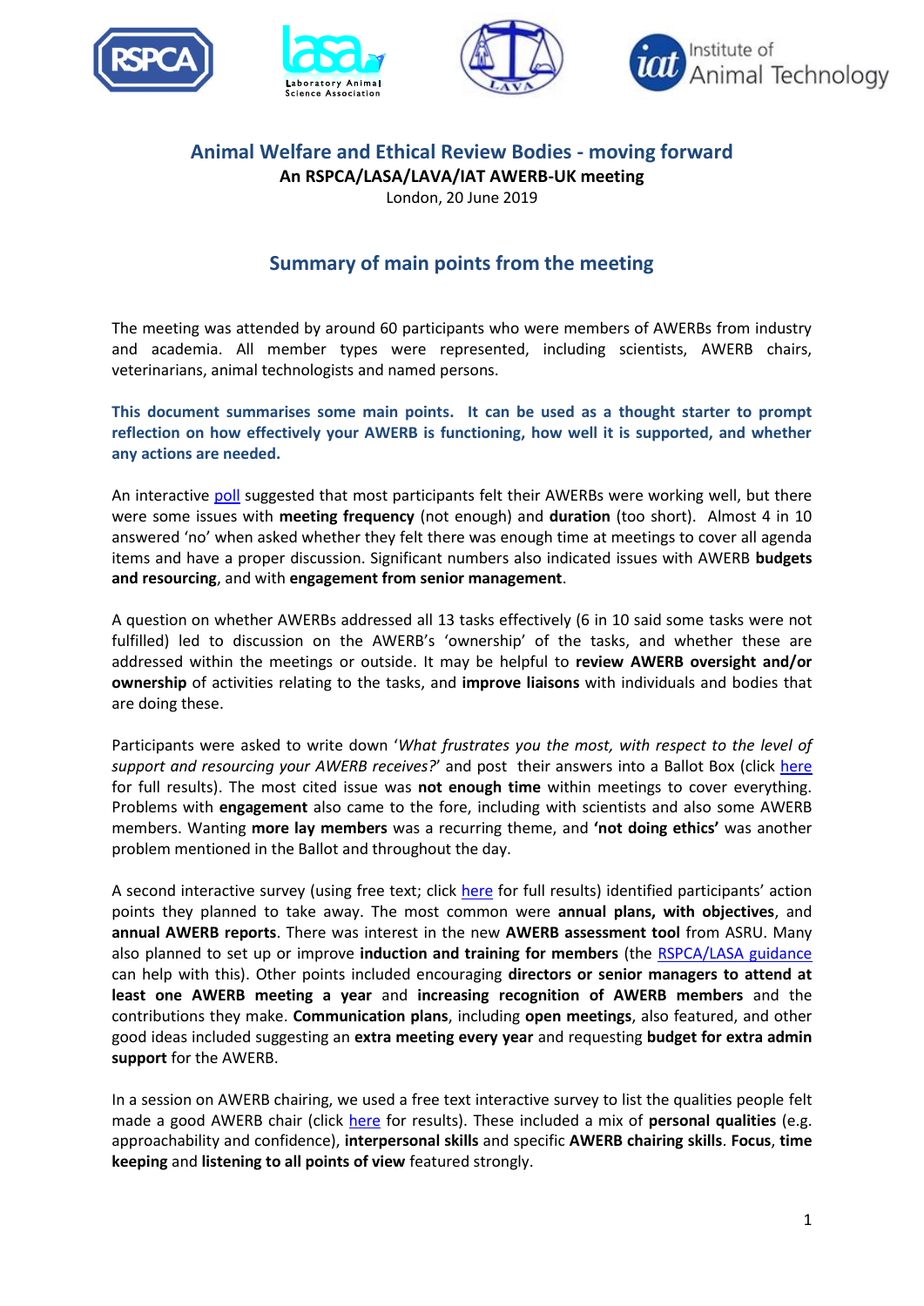# Animal Welfare and Ethical Review Bodies - moving forward

**An RSPCA/LASA/LAVA/IAT AWERB-UK meeting**

London, 20 June 2019

## Summary of main points from the meeting

The meeting was attended by around 60 participants who were members of AWERBs from industry and academia. All member types were represented, including scientists, AWERB chairs, veterinarians, animal technologists and named persons.

**This document summarises some main points. It can be used as a thought starter to prompt reflection on how effectively your AWERB is functioning, how well it is supported, and whether any actions are needed.**

An interactive poll suggested that most participants felt their AWERBs were working well, but there were some issues with **meeting frequency** (not enough) and **duration** (too short). Almost 4 in 10 answered 'no' when asked whether they felt there was enough time at meetings to cover all agenda items and have a proper discussion. Significant numbers also indicated issues with AWERB **budgets and resourcing**, and with **engagement from senior management**.

A question on whether AWERBs addressed all 13 tasks effectively (6 in 10 said some tasks were not fulfilled) led to discussion on the AWERB's 'ownership' of the tasks, and whether these are addressed within the meetings or outside. It may be helpful to **review AWERB oversight and/or ownership** of activities relating to the tasks, and **improve liaisons** with individuals and bodies that are doing these.

Participants were asked to write down '*What frustrates you the most, with respect to the level of support and resourcing your AWERB receives?*' and post their answers into a Ballot Box (click here for full results). The most cited issue was **not enough time** within meetings to cover everything. Problems with **engagement** also came to the fore, including with scientists and also some AWERB members. Wanting **more lay members** was a recurring theme, and **'not doing ethics'** was another problem mentioned in the Ballot and throughout the day.

A second interactive survey (using free text; click here for full results) identified participants' action points they planned to take away. The most common were **annual plans, with objectives**, and **annual AWERB reports**. There was interest in the new **AWERB assessment tool** from ASRU. Many also planned to set up or improve **induction and training for members** (the RSPCA/LASA guidance can help with this). Other points included encouraging **directors or senior managers to attend at least one AWERB meeting a year** and **increasing recognition of AWERB members** and the contributions they make. **Communication plans**, including **open meetings**, also featured, and other good ideas included suggesting an **extra meeting every year** and requesting **budget for extra admin support** for the AWERB.

In a session on AWERB chairing, we used a free text interactive survey to list the qualities people felt made a good AWERB chair (click here for results). These included a mix of **personal qualities** (e.g. approachability and confidence), **interpersonal skills** and specific **AWERB chairing skills**. **Focus**, **time keeping** and **listening to all points of view** featured strongly.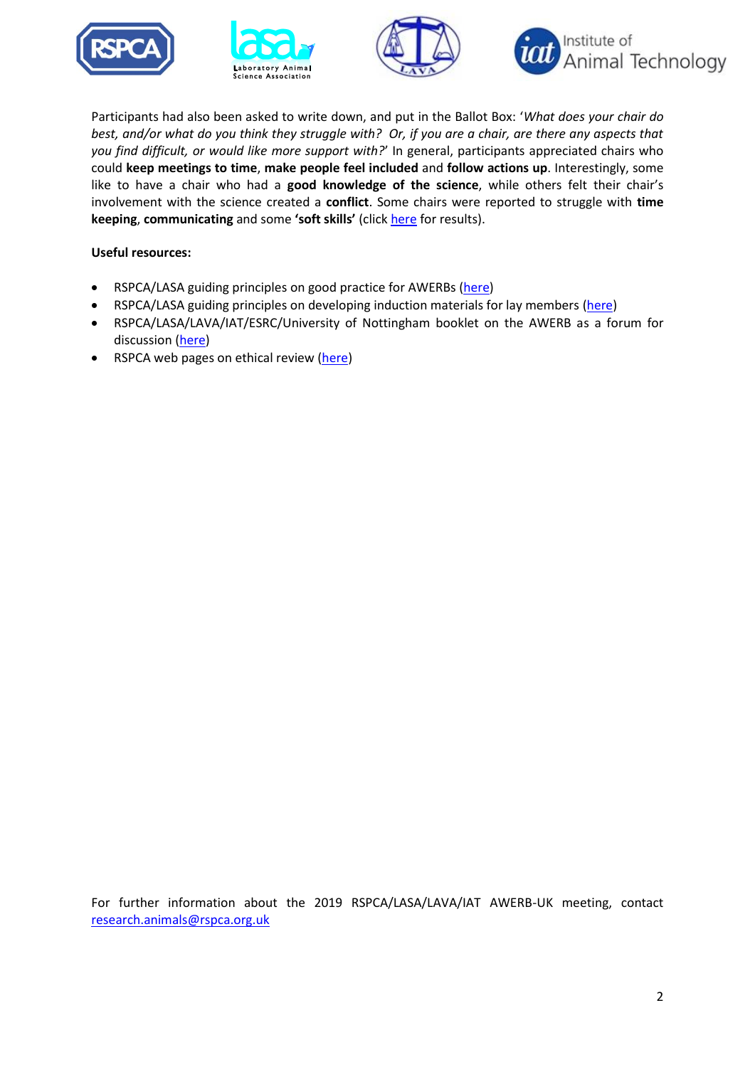Participants had also been asked to write down, and put in the Ballot Box: '*What does your chair do best, and/or what do you think they struggle with? Or, if you are a chair, are there any aspects that you find difficult, or would like more support with?*' In general, participants appreciated chairs who could **keep meetings to time**, **make people feel included** and **follow actions up**. Interestingly, some like to have a chair who had a **good knowledge of the science**, while others felt their chair's involvement with the science created a **conflict**. Some chairs were reported to struggle with **time keeping**, **communicating** and some **'soft skills'** (click here for results).

**Useful resources:**

- RSPCA/LASA guiding principles on good practice for AWERBs (here)
- RSPCA/LASA guiding principles on developing induction materials for lay members (here)
- RSPCA/LASA/LAVA/IAT/ESRC/University of Nottingham booklet on the AWERB as a forum for discussion (here)
- RSPCA web pages on ethical review (here)

For further information about the 2019 RSPCA/LASA/LAVA/IAT AWERB-UK meeting, contact research.animals@rspca.org.uk